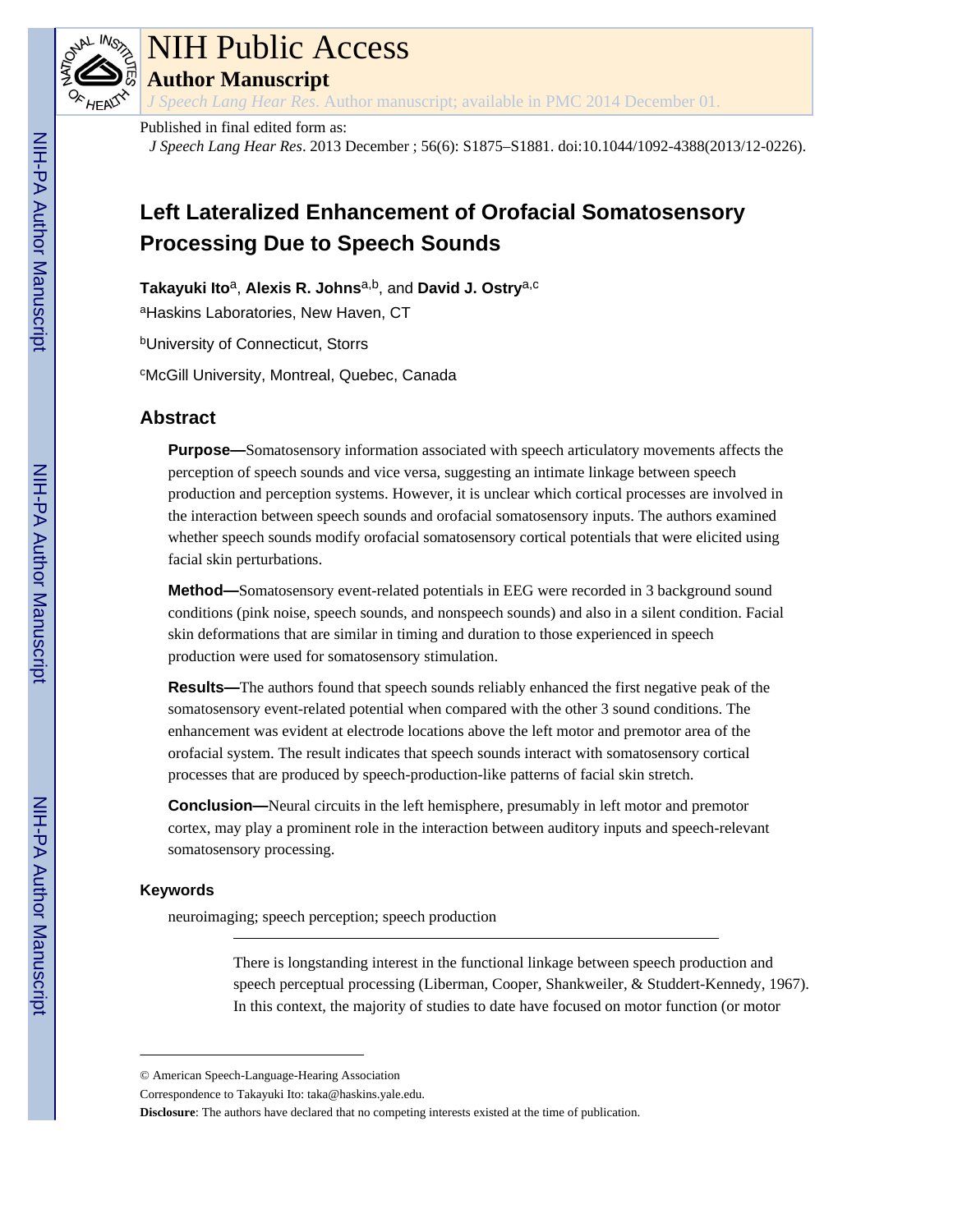Published in final edited form as:

*J Speech Lang Hear Res*. 2013 December ; 56(6): S1875–S1881. doi:10.1044/1092-4388(2013/12-0226).

# Left Lateralized Enhancement of Orofacial Somatosensory Processing Due to Speech Sounds

**Takayuki Ito**[a], **Alexis R. Johns**[a,b], and **David J. Ostry**[a,c]

[a]Haskins Laboratories, New Haven, CT

[b]University of Connecticut, Storrs

[c]McGill University, Montreal, Quebec, Canada

## Abstract

**Purpose—**Somatosensory information associated with speech articulatory movements affects the perception of speech sounds and vice versa, suggesting an intimate linkage between speech production and perception systems. However, it is unclear which cortical processes are involved in the interaction between speech sounds and orofacial somatosensory inputs. The authors examined whether speech sounds modify orofacial somatosensory cortical potentials that were elicited using facial skin perturbations.

**Method—**Somatosensory event-related potentials in EEG were recorded in 3 background sound conditions (pink noise, speech sounds, and nonspeech sounds) and also in a silent condition. Facial skin deformations that are similar in timing and duration to those experienced in speech production were used for somatosensory stimulation.

**Results—**The authors found that speech sounds reliably enhanced the first negative peak of the somatosensory event-related potential when compared with the other 3 sound conditions. The enhancement was evident at electrode locations above the left motor and premotor area of the orofacial system. The result indicates that speech sounds interact with somatosensory cortical processes that are produced by speech-production-like patterns of facial skin stretch.

**Conclusion—**Neural circuits in the left hemisphere, presumably in left motor and premotor cortex, may play a prominent role in the interaction between auditory inputs and speech-relevant somatosensory processing.

### Keywords

neuroimaging; speech perception; speech production

---

There is longstanding interest in the functional linkage between speech production and speech perceptual processing (Liberman, Cooper, Shankweiler, & Studdert-Kennedy, 1967). In this context, the majority of studies to date have focused on motor function (or motor

---

© American Speech-Language-Hearing Association

Correspondence to Takayuki Ito: taka@haskins.yale.edu.

**Disclosure**: The authors have declared that no competing interests existed at the time of publication.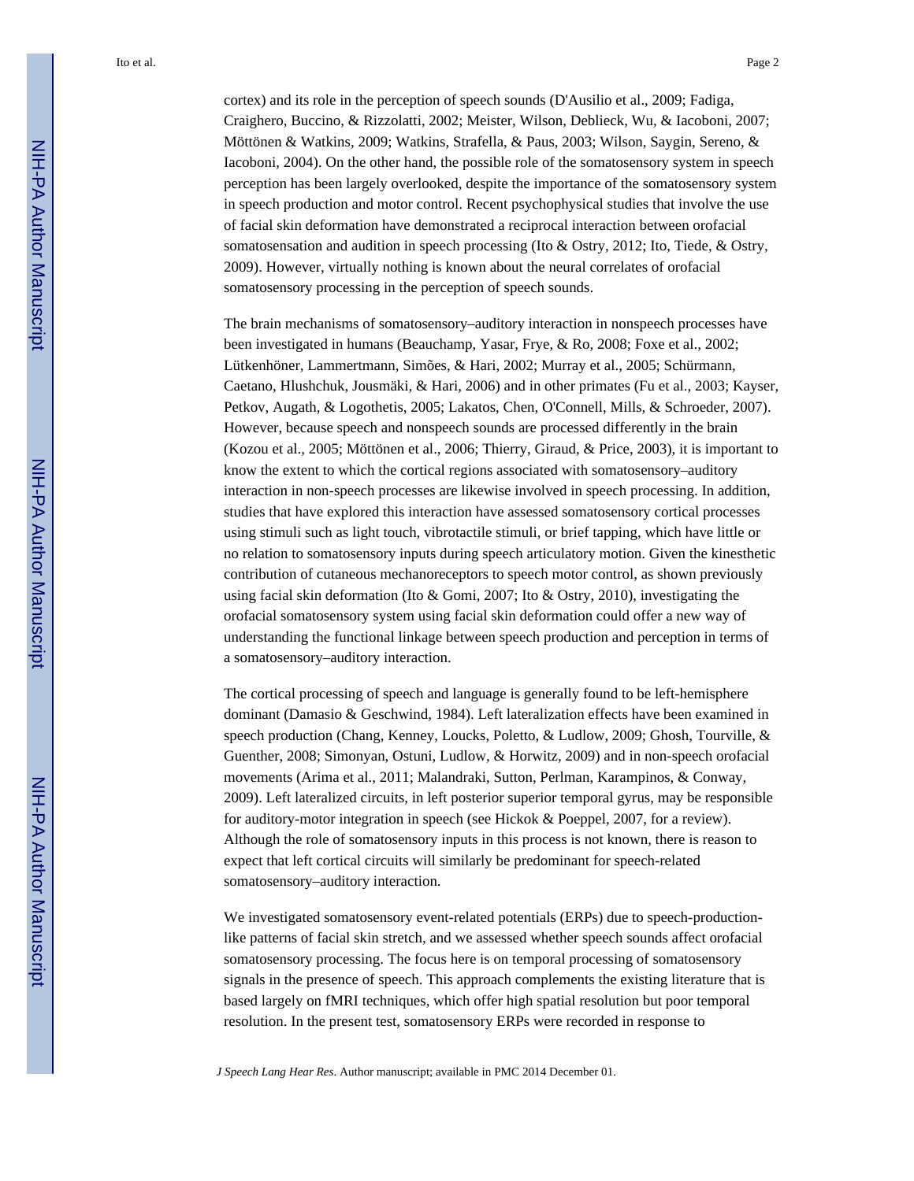cortex) and its role in the perception of speech sounds (D'Ausilio et al., 2009; Fadiga, Craighero, Buccino, & Rizzolatti, 2002; Meister, Wilson, Deblieck, Wu, & Iacoboni, 2007; Möttönen & Watkins, 2009; Watkins, Strafella, & Paus, 2003; Wilson, Saygin, Sereno, & Iacoboni, 2004). On the other hand, the possible role of the somatosensory system in speech perception has been largely overlooked, despite the importance of the somatosensory system in speech production and motor control. Recent psychophysical studies that involve the use of facial skin deformation have demonstrated a reciprocal interaction between orofacial somatosensation and audition in speech processing (Ito & Ostry, 2012; Ito, Tiede, & Ostry, 2009). However, virtually nothing is known about the neural correlates of orofacial somatosensory processing in the perception of speech sounds.

The brain mechanisms of somatosensory–auditory interaction in nonspeech processes have been investigated in humans (Beauchamp, Yasar, Frye, & Ro, 2008; Foxe et al., 2002; Lütkenhöner, Lammertmann, Simões, & Hari, 2002; Murray et al., 2005; Schürmann, Caetano, Hlushchuk, Jousmäki, & Hari, 2006) and in other primates (Fu et al., 2003; Kayser, Petkov, Augath, & Logothetis, 2005; Lakatos, Chen, O'Connell, Mills, & Schroeder, 2007). However, because speech and nonspeech sounds are processed differently in the brain (Kozou et al., 2005; Möttönen et al., 2006; Thierry, Giraud, & Price, 2003), it is important to know the extent to which the cortical regions associated with somatosensory–auditory interaction in non-speech processes are likewise involved in speech processing. In addition, studies that have explored this interaction have assessed somatosensory cortical processes using stimuli such as light touch, vibrotactile stimuli, or brief tapping, which have little or no relation to somatosensory inputs during speech articulatory motion. Given the kinesthetic contribution of cutaneous mechanoreceptors to speech motor control, as shown previously using facial skin deformation (Ito & Gomi, 2007; Ito & Ostry, 2010), investigating the orofacial somatosensory system using facial skin deformation could offer a new way of understanding the functional linkage between speech production and perception in terms of a somatosensory–auditory interaction.

The cortical processing of speech and language is generally found to be left-hemisphere dominant (Damasio & Geschwind, 1984). Left lateralization effects have been examined in speech production (Chang, Kenney, Loucks, Poletto, & Ludlow, 2009; Ghosh, Tourville, & Guenther, 2008; Simonyan, Ostuni, Ludlow, & Horwitz, 2009) and in non-speech orofacial movements (Arima et al., 2011; Malandraki, Sutton, Perlman, Karampinos, & Conway, 2009). Left lateralized circuits, in left posterior superior temporal gyrus, may be responsible for auditory-motor integration in speech (see Hickok & Poeppel, 2007, for a review). Although the role of somatosensory inputs in this process is not known, there is reason to expect that left cortical circuits will similarly be predominant for speech-related somatosensory–auditory interaction.

We investigated somatosensory event-related potentials (ERPs) due to speech-production-like patterns of facial skin stretch, and we assessed whether speech sounds affect orofacial somatosensory processing. The focus here is on temporal processing of somatosensory signals in the presence of speech. This approach complements the existing literature that is based largely on fMRI techniques, which offer high spatial resolution but poor temporal resolution. In the present test, somatosensory ERPs were recorded in response to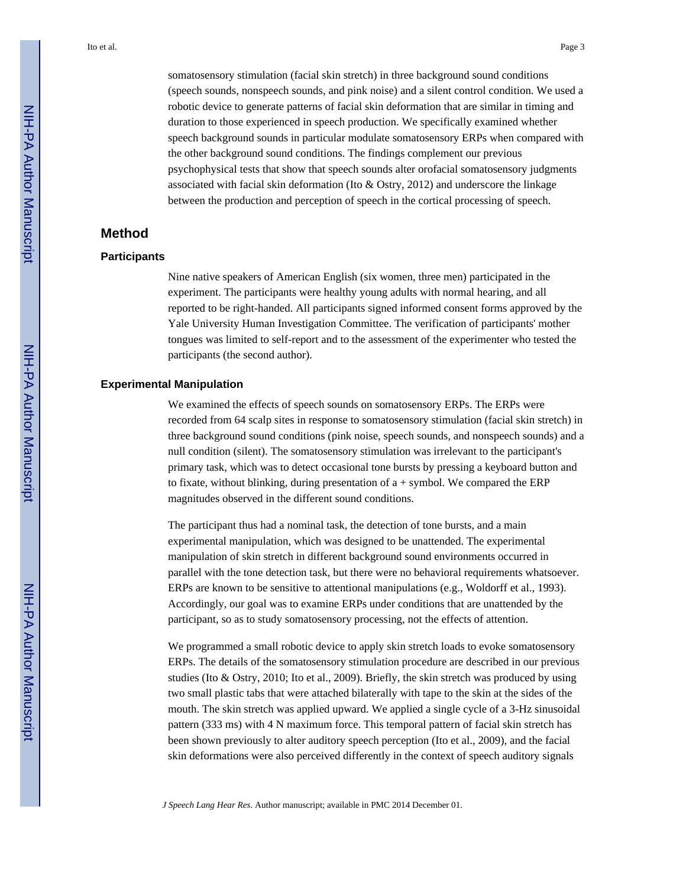somatosensory stimulation (facial skin stretch) in three background sound conditions (speech sounds, nonspeech sounds, and pink noise) and a silent control condition. We used a robotic device to generate patterns of facial skin deformation that are similar in timing and duration to those experienced in speech production. We specifically examined whether speech background sounds in particular modulate somatosensory ERPs when compared with the other background sound conditions. The findings complement our previous psychophysical tests that show that speech sounds alter orofacial somatosensory judgments associated with facial skin deformation (Ito & Ostry, 2012) and underscore the linkage between the production and perception of speech in the cortical processing of speech.

## Method

### Participants

Nine native speakers of American English (six women, three men) participated in the experiment. The participants were healthy young adults with normal hearing, and all reported to be right-handed. All participants signed informed consent forms approved by the Yale University Human Investigation Committee. The verification of participants' mother tongues was limited to self-report and to the assessment of the experimenter who tested the participants (the second author).

### Experimental Manipulation

We examined the effects of speech sounds on somatosensory ERPs. The ERPs were recorded from 64 scalp sites in response to somatosensory stimulation (facial skin stretch) in three background sound conditions (pink noise, speech sounds, and nonspeech sounds) and a null condition (silent). The somatosensory stimulation was irrelevant to the participant's primary task, which was to detect occasional tone bursts by pressing a keyboard button and to fixate, without blinking, during presentation of a + symbol. We compared the ERP magnitudes observed in the different sound conditions.

The participant thus had a nominal task, the detection of tone bursts, and a main experimental manipulation, which was designed to be unattended. The experimental manipulation of skin stretch in different background sound environments occurred in parallel with the tone detection task, but there were no behavioral requirements whatsoever. ERPs are known to be sensitive to attentional manipulations (e.g., Woldorff et al., 1993). Accordingly, our goal was to examine ERPs under conditions that are unattended by the participant, so as to study somatosensory processing, not the effects of attention.

We programmed a small robotic device to apply skin stretch loads to evoke somatosensory ERPs. The details of the somatosensory stimulation procedure are described in our previous studies (Ito & Ostry, 2010; Ito et al., 2009). Briefly, the skin stretch was produced by using two small plastic tabs that were attached bilaterally with tape to the skin at the sides of the mouth. The skin stretch was applied upward. We applied a single cycle of a 3-Hz sinusoidal pattern (333 ms) with 4 N maximum force. This temporal pattern of facial skin stretch has been shown previously to alter auditory speech perception (Ito et al., 2009), and the facial skin deformations were also perceived differently in the context of speech auditory signals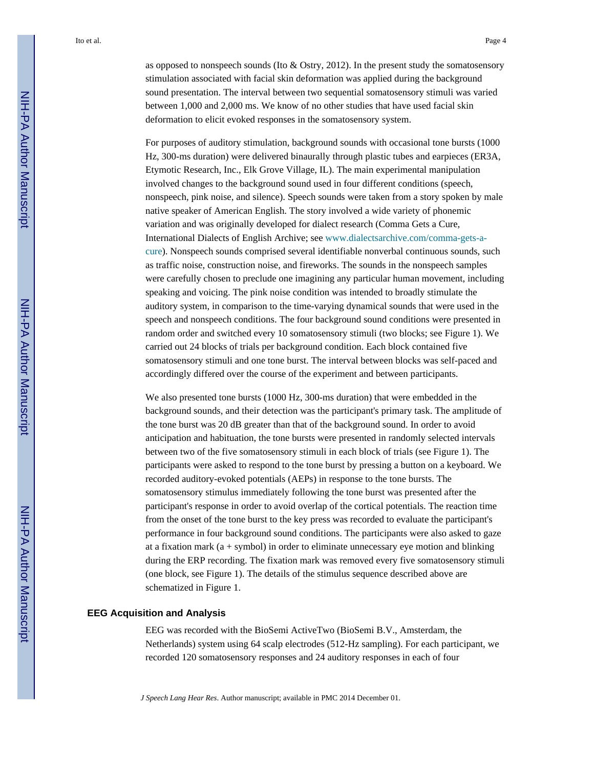as opposed to nonspeech sounds (Ito & Ostry, 2012). In the present study the somatosensory stimulation associated with facial skin deformation was applied during the background sound presentation. The interval between two sequential somatosensory stimuli was varied between 1,000 and 2,000 ms. We know of no other studies that have used facial skin deformation to elicit evoked responses in the somatosensory system.

For purposes of auditory stimulation, background sounds with occasional tone bursts (1000 Hz, 300-ms duration) were delivered binaurally through plastic tubes and earpieces (ER3A, Etymotic Research, Inc., Elk Grove Village, IL). The main experimental manipulation involved changes to the background sound used in four different conditions (speech, nonspeech, pink noise, and silence). Speech sounds were taken from a story spoken by male native speaker of American English. The story involved a wide variety of phonemic variation and was originally developed for dialect research (Comma Gets a Cure, International Dialects of English Archive; see www.dialectsarchive.com/comma-gets-a-cure). Nonspeech sounds comprised several identifiable nonverbal continuous sounds, such as traffic noise, construction noise, and fireworks. The sounds in the nonspeech samples were carefully chosen to preclude one imagining any particular human movement, including speaking and voicing. The pink noise condition was intended to broadly stimulate the auditory system, in comparison to the time-varying dynamical sounds that were used in the speech and nonspeech conditions. The four background sound conditions were presented in random order and switched every 10 somatosensory stimuli (two blocks; see Figure 1). We carried out 24 blocks of trials per background condition. Each block contained five somatosensory stimuli and one tone burst. The interval between blocks was self-paced and accordingly differed over the course of the experiment and between participants.

We also presented tone bursts (1000 Hz, 300-ms duration) that were embedded in the background sounds, and their detection was the participant's primary task. The amplitude of the tone burst was 20 dB greater than that of the background sound. In order to avoid anticipation and habituation, the tone bursts were presented in randomly selected intervals between two of the five somatosensory stimuli in each block of trials (see Figure 1). The participants were asked to respond to the tone burst by pressing a button on a keyboard. We recorded auditory-evoked potentials (AEPs) in response to the tone bursts. The somatosensory stimulus immediately following the tone burst was presented after the participant's response in order to avoid overlap of the cortical potentials. The reaction time from the onset of the tone burst to the key press was recorded to evaluate the participant's performance in four background sound conditions. The participants were also asked to gaze at a fixation mark (a + symbol) in order to eliminate unnecessary eye motion and blinking during the ERP recording. The fixation mark was removed every five somatosensory stimuli (one block, see Figure 1). The details of the stimulus sequence described above are schematized in Figure 1.

## EEG Acquisition and Analysis

EEG was recorded with the BioSemi ActiveTwo (BioSemi B.V., Amsterdam, the Netherlands) system using 64 scalp electrodes (512-Hz sampling). For each participant, we recorded 120 somatosensory responses and 24 auditory responses in each of four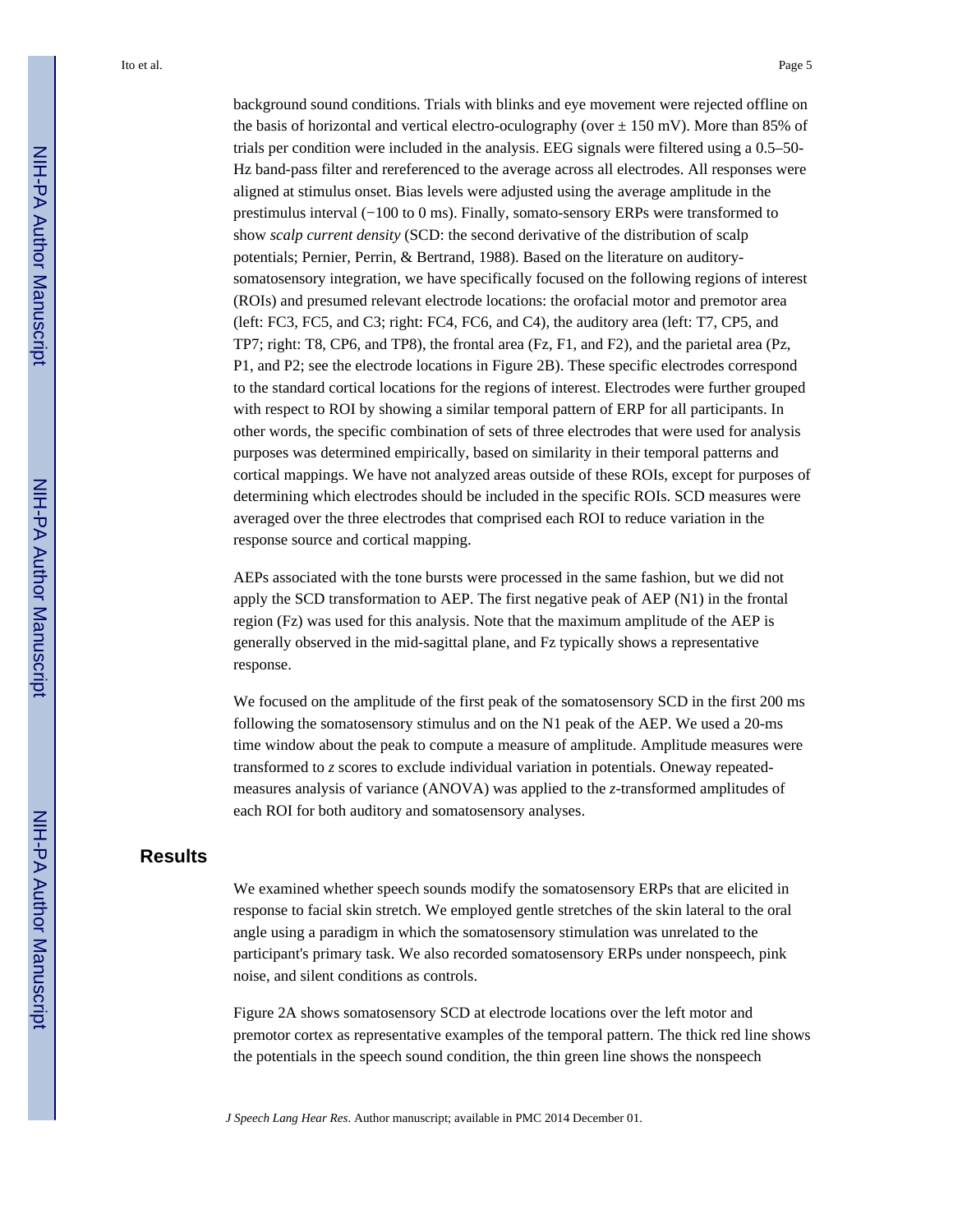background sound conditions. Trials with blinks and eye movement were rejected offline on the basis of horizontal and vertical electro-oculography (over ± 150 mV). More than 85% of trials per condition were included in the analysis. EEG signals were filtered using a 0.5–50-Hz band-pass filter and rereferenced to the average across all electrodes. All responses were aligned at stimulus onset. Bias levels were adjusted using the average amplitude in the prestimulus interval (−100 to 0 ms). Finally, somato-sensory ERPs were transformed to show *scalp current density* (SCD: the second derivative of the distribution of scalp potentials; Pernier, Perrin, & Bertrand, 1988). Based on the literature on auditory-somatosensory integration, we have specifically focused on the following regions of interest (ROIs) and presumed relevant electrode locations: the orofacial motor and premotor area (left: FC3, FC5, and C3; right: FC4, FC6, and C4), the auditory area (left: T7, CP5, and TP7; right: T8, CP6, and TP8), the frontal area (Fz, F1, and F2), and the parietal area (Pz, P1, and P2; see the electrode locations in Figure 2B). These specific electrodes correspond to the standard cortical locations for the regions of interest. Electrodes were further grouped with respect to ROI by showing a similar temporal pattern of ERP for all participants. In other words, the specific combination of sets of three electrodes that were used for analysis purposes was determined empirically, based on similarity in their temporal patterns and cortical mappings. We have not analyzed areas outside of these ROIs, except for purposes of determining which electrodes should be included in the specific ROIs. SCD measures were averaged over the three electrodes that comprised each ROI to reduce variation in the response source and cortical mapping.

AEPs associated with the tone bursts were processed in the same fashion, but we did not apply the SCD transformation to AEP. The first negative peak of AEP (N1) in the frontal region (Fz) was used for this analysis. Note that the maximum amplitude of the AEP is generally observed in the mid-sagittal plane, and Fz typically shows a representative response.

We focused on the amplitude of the first peak of the somatosensory SCD in the first 200 ms following the somatosensory stimulus and on the N1 peak of the AEP. We used a 20-ms time window about the peak to compute a measure of amplitude. Amplitude measures were transformed to $z$ scores to exclude individual variation in potentials. Oneway repeated-measures analysis of variance (ANOVA) was applied to the $z$-transformed amplitudes of each ROI for both auditory and somatosensory analyses.

## Results

We examined whether speech sounds modify the somatosensory ERPs that are elicited in response to facial skin stretch. We employed gentle stretches of the skin lateral to the oral angle using a paradigm in which the somatosensory stimulation was unrelated to the participant's primary task. We also recorded somatosensory ERPs under nonspeech, pink noise, and silent conditions as controls.

Figure 2A shows somatosensory SCD at electrode locations over the left motor and premotor cortex as representative examples of the temporal pattern. The thick red line shows the potentials in the speech sound condition, the thin green line shows the nonspeech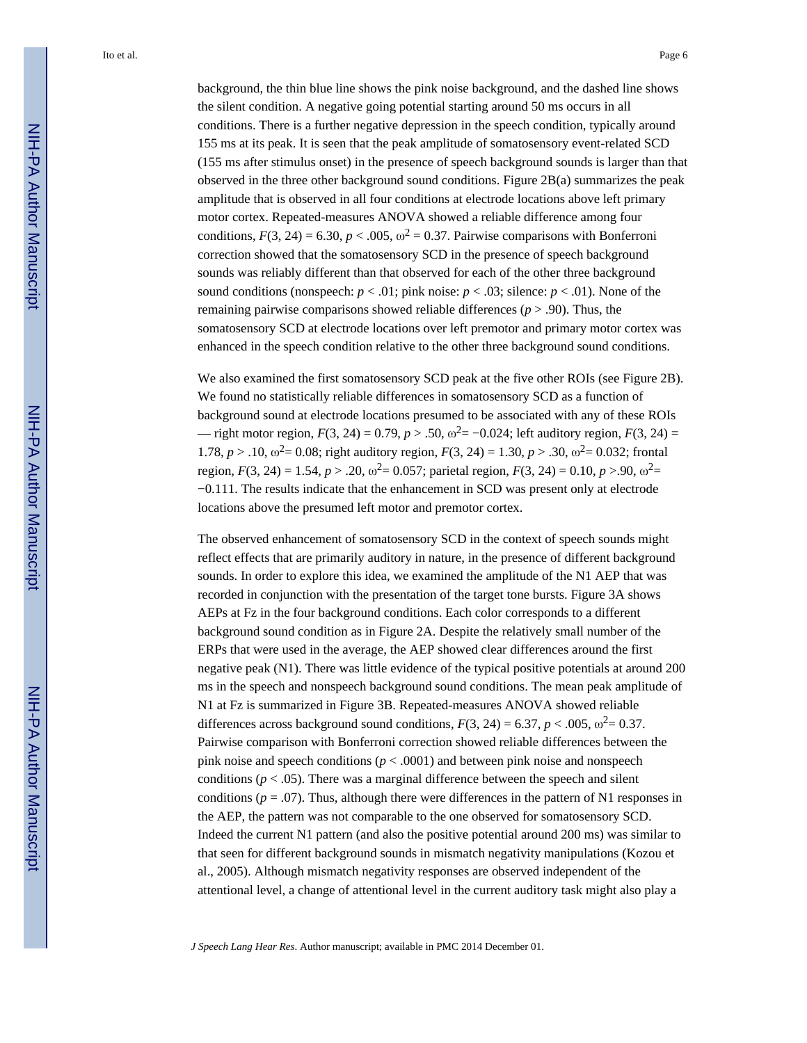background, the thin blue line shows the pink noise background, and the dashed line shows the silent condition. A negative going potential starting around 50 ms occurs in all conditions. There is a further negative depression in the speech condition, typically around 155 ms at its peak. It is seen that the peak amplitude of somatosensory event-related SCD (155 ms after stimulus onset) in the presence of speech background sounds is larger than that observed in the three other background sound conditions. Figure 2B(a) summarizes the peak amplitude that is observed in all four conditions at electrode locations above left primary motor cortex. Repeated-measures ANOVA showed a reliable difference among four conditions, $F(3, 24) = 6.30$, $p < .005$, $\omega^2 = 0.37$. Pairwise comparisons with Bonferroni correction showed that the somatosensory SCD in the presence of speech background sounds was reliably different than that observed for each of the other three background sound conditions (nonspeech: $p < .01$; pink noise: $p < .03$; silence: $p < .01$). None of the remaining pairwise comparisons showed reliable differences ($p > .90$). Thus, the somatosensory SCD at electrode locations over left premotor and primary motor cortex was enhanced in the speech condition relative to the other three background sound conditions.

We also examined the first somatosensory SCD peak at the five other ROIs (see Figure 2B). We found no statistically reliable differences in somatosensory SCD as a function of background sound at electrode locations presumed to be associated with any of these ROIs — right motor region, $F(3, 24) = 0.79$, $p > .50$, $\omega^2 = -0.024$; left auditory region, $F(3, 24) = 1.78$, $p > .10$, $\omega^2 = 0.08$; right auditory region, $F(3, 24) = 1.30$, $p > .30$, $\omega^2 = 0.032$; frontal region, $F(3, 24) = 1.54$, $p > .20$, $\omega^2 = 0.057$; parietal region, $F(3, 24) = 0.10$, $p > .90$, $\omega^2 = -0.111$. The results indicate that the enhancement in SCD was present only at electrode locations above the presumed left motor and premotor cortex.

The observed enhancement of somatosensory SCD in the context of speech sounds might reflect effects that are primarily auditory in nature, in the presence of different background sounds. In order to explore this idea, we examined the amplitude of the N1 AEP that was recorded in conjunction with the presentation of the target tone bursts. Figure 3A shows AEPs at Fz in the four background conditions. Each color corresponds to a different background sound condition as in Figure 2A. Despite the relatively small number of the ERPs that were used in the average, the AEP showed clear differences around the first negative peak (N1). There was little evidence of the typical positive potentials at around 200 ms in the speech and nonspeech background sound conditions. The mean peak amplitude of N1 at Fz is summarized in Figure 3B. Repeated-measures ANOVA showed reliable differences across background sound conditions, $F(3, 24) = 6.37$, $p < .005$, $\omega^2 = 0.37$. Pairwise comparison with Bonferroni correction showed reliable differences between the pink noise and speech conditions ($p < .0001$) and between pink noise and nonspeech conditions ($p < .05$). There was a marginal difference between the speech and silent conditions ($p = .07$). Thus, although there were differences in the pattern of N1 responses in the AEP, the pattern was not comparable to the one observed for somatosensory SCD. Indeed the current N1 pattern (and also the positive potential around 200 ms) was similar to that seen for different background sounds in mismatch negativity manipulations (Kozou et al., 2005). Although mismatch negativity responses are observed independent of the attentional level, a change of attentional level in the current auditory task might also play a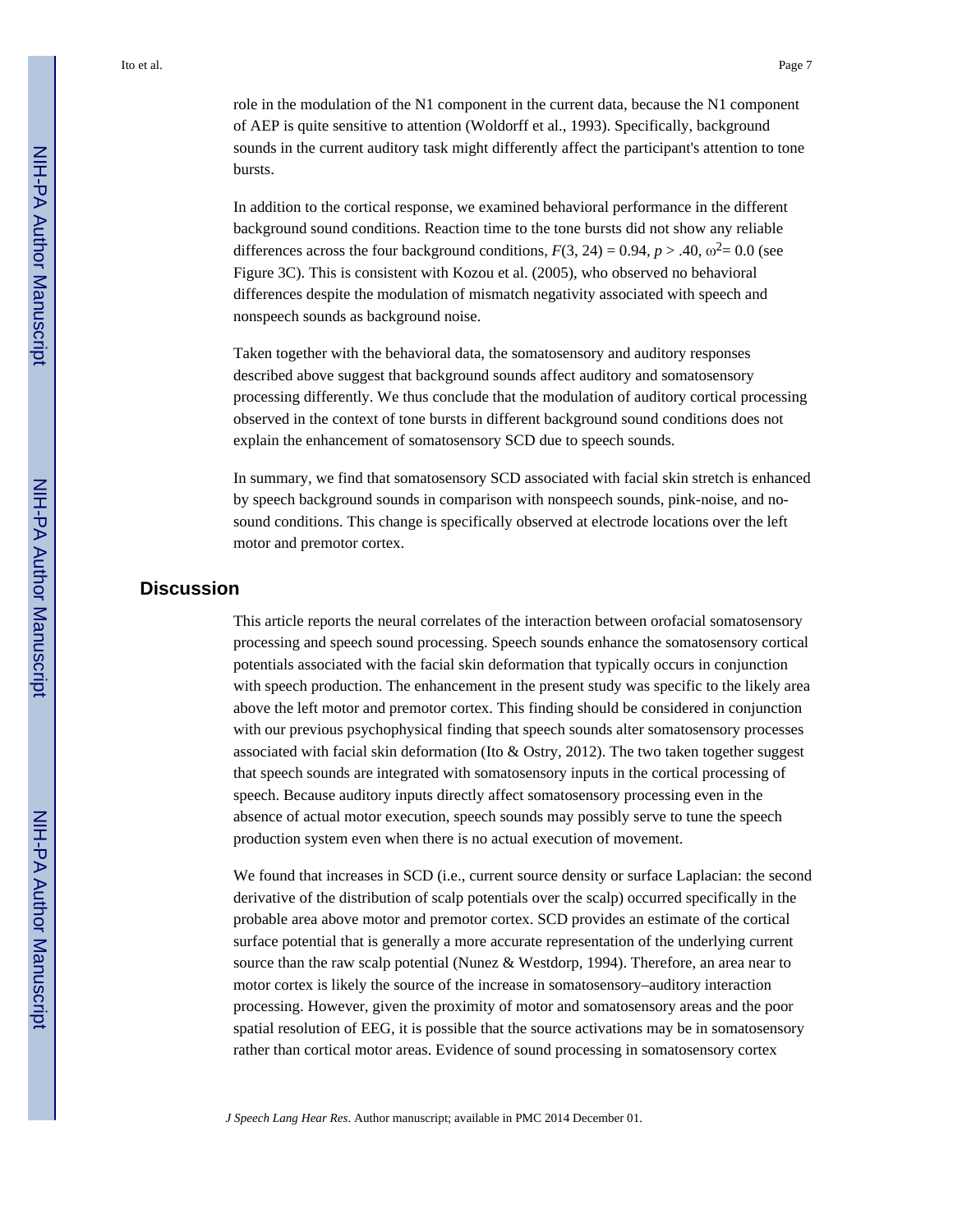role in the modulation of the N1 component in the current data, because the N1 component of AEP is quite sensitive to attention (Woldorff et al., 1993). Specifically, background sounds in the current auditory task might differently affect the participant's attention to tone bursts.

In addition to the cortical response, we examined behavioral performance in the different background sound conditions. Reaction time to the tone bursts did not show any reliable differences across the four background conditions, $F(3, 24) = 0.94$, $p > .40$, $\omega^2 = 0.0$ (see Figure 3C). This is consistent with Kozou et al. (2005), who observed no behavioral differences despite the modulation of mismatch negativity associated with speech and nonspeech sounds as background noise.

Taken together with the behavioral data, the somatosensory and auditory responses described above suggest that background sounds affect auditory and somatosensory processing differently. We thus conclude that the modulation of auditory cortical processing observed in the context of tone bursts in different background sound conditions does not explain the enhancement of somatosensory SCD due to speech sounds.

In summary, we find that somatosensory SCD associated with facial skin stretch is enhanced by speech background sounds in comparison with nonspeech sounds, pink-noise, and no-sound conditions. This change is specifically observed at electrode locations over the left motor and premotor cortex.

## Discussion

This article reports the neural correlates of the interaction between orofacial somatosensory processing and speech sound processing. Speech sounds enhance the somatosensory cortical potentials associated with the facial skin deformation that typically occurs in conjunction with speech production. The enhancement in the present study was specific to the likely area above the left motor and premotor cortex. This finding should be considered in conjunction with our previous psychophysical finding that speech sounds alter somatosensory processes associated with facial skin deformation (Ito & Ostry, 2012). The two taken together suggest that speech sounds are integrated with somatosensory inputs in the cortical processing of speech. Because auditory inputs directly affect somatosensory processing even in the absence of actual motor execution, speech sounds may possibly serve to tune the speech production system even when there is no actual execution of movement.

We found that increases in SCD (i.e., current source density or surface Laplacian: the second derivative of the distribution of scalp potentials over the scalp) occurred specifically in the probable area above motor and premotor cortex. SCD provides an estimate of the cortical surface potential that is generally a more accurate representation of the underlying current source than the raw scalp potential (Nunez & Westdorp, 1994). Therefore, an area near to motor cortex is likely the source of the increase in somatosensory–auditory interaction processing. However, given the proximity of motor and somatosensory areas and the poor spatial resolution of EEG, it is possible that the source activations may be in somatosensory rather than cortical motor areas. Evidence of sound processing in somatosensory cortex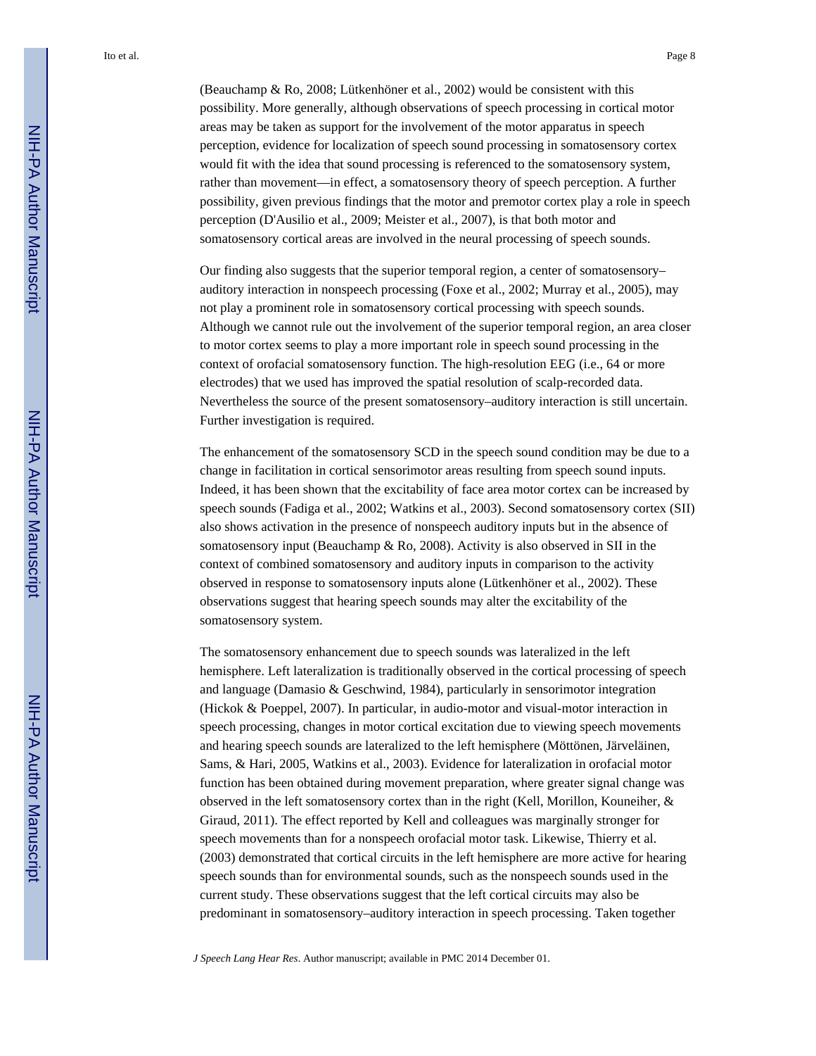(Beauchamp & Ro, 2008; Lütkenhöner et al., 2002) would be consistent with this possibility. More generally, although observations of speech processing in cortical motor areas may be taken as support for the involvement of the motor apparatus in speech perception, evidence for localization of speech sound processing in somatosensory cortex would fit with the idea that sound processing is referenced to the somatosensory system, rather than movement—in effect, a somatosensory theory of speech perception. A further possibility, given previous findings that the motor and premotor cortex play a role in speech perception (D'Ausilio et al., 2009; Meister et al., 2007), is that both motor and somatosensory cortical areas are involved in the neural processing of speech sounds.

Our finding also suggests that the superior temporal region, a center of somatosensory–auditory interaction in nonspeech processing (Foxe et al., 2002; Murray et al., 2005), may not play a prominent role in somatosensory cortical processing with speech sounds. Although we cannot rule out the involvement of the superior temporal region, an area closer to motor cortex seems to play a more important role in speech sound processing in the context of orofacial somatosensory function. The high-resolution EEG (i.e., 64 or more electrodes) that we used has improved the spatial resolution of scalp-recorded data. Nevertheless the source of the present somatosensory–auditory interaction is still uncertain. Further investigation is required.

The enhancement of the somatosensory SCD in the speech sound condition may be due to a change in facilitation in cortical sensorimotor areas resulting from speech sound inputs. Indeed, it has been shown that the excitability of face area motor cortex can be increased by speech sounds (Fadiga et al., 2002; Watkins et al., 2003). Second somatosensory cortex (SII) also shows activation in the presence of nonspeech auditory inputs but in the absence of somatosensory input (Beauchamp & Ro, 2008). Activity is also observed in SII in the context of combined somatosensory and auditory inputs in comparison to the activity observed in response to somatosensory inputs alone (Lütkenhöner et al., 2002). These observations suggest that hearing speech sounds may alter the excitability of the somatosensory system.

The somatosensory enhancement due to speech sounds was lateralized in the left hemisphere. Left lateralization is traditionally observed in the cortical processing of speech and language (Damasio & Geschwind, 1984), particularly in sensorimotor integration (Hickok & Poeppel, 2007). In particular, in audio-motor and visual-motor interaction in speech processing, changes in motor cortical excitation due to viewing speech movements and hearing speech sounds are lateralized to the left hemisphere (Möttönen, Järveläinen, Sams, & Hari, 2005, Watkins et al., 2003). Evidence for lateralization in orofacial motor function has been obtained during movement preparation, where greater signal change was observed in the left somatosensory cortex than in the right (Kell, Morillon, Kouneiher, & Giraud, 2011). The effect reported by Kell and colleagues was marginally stronger for speech movements than for a nonspeech orofacial motor task. Likewise, Thierry et al. (2003) demonstrated that cortical circuits in the left hemisphere are more active for hearing speech sounds than for environmental sounds, such as the nonspeech sounds used in the current study. These observations suggest that the left cortical circuits may also be predominant in somatosensory–auditory interaction in speech processing. Taken together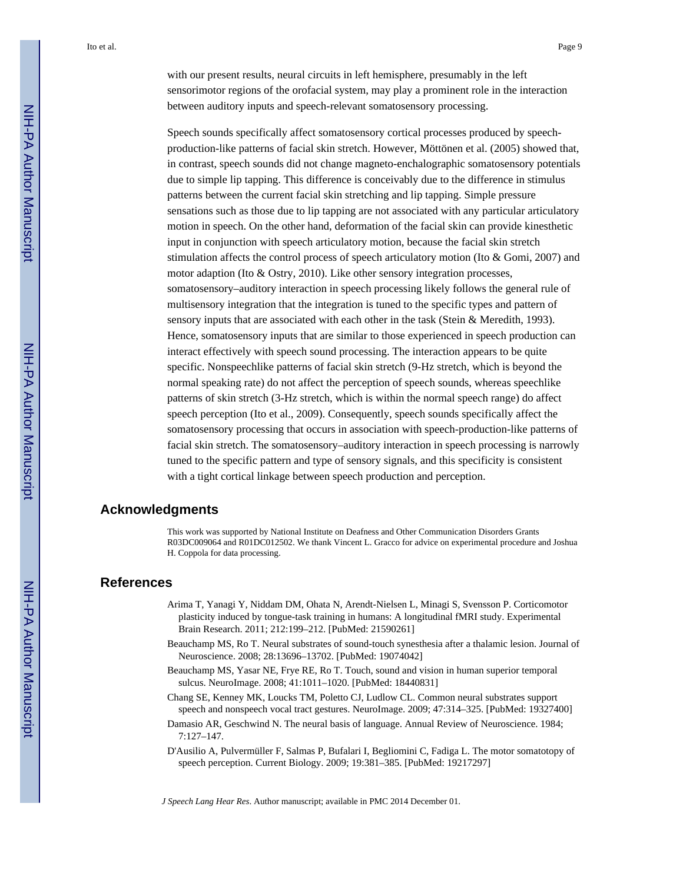with our present results, neural circuits in left hemisphere, presumably in the left sensorimotor regions of the orofacial system, may play a prominent role in the interaction between auditory inputs and speech-relevant somatosensory processing.

Speech sounds specifically affect somatosensory cortical processes produced by speech-production-like patterns of facial skin stretch. However, Möttönen et al. (2005) showed that, in contrast, speech sounds did not change magneto-enchalographic somatosensory potentials due to simple lip tapping. This difference is conceivably due to the difference in stimulus patterns between the current facial skin stretching and lip tapping. Simple pressure sensations such as those due to lip tapping are not associated with any particular articulatory motion in speech. On the other hand, deformation of the facial skin can provide kinesthetic input in conjunction with speech articulatory motion, because the facial skin stretch stimulation affects the control process of speech articulatory motion (Ito & Gomi, 2007) and motor adaption (Ito & Ostry, 2010). Like other sensory integration processes, somatosensory–auditory interaction in speech processing likely follows the general rule of multisensory integration that the integration is tuned to the specific types and pattern of sensory inputs that are associated with each other in the task (Stein & Meredith, 1993). Hence, somatosensory inputs that are similar to those experienced in speech production can interact effectively with speech sound processing. The interaction appears to be quite specific. Nonspeechlike patterns of facial skin stretch (9-Hz stretch, which is beyond the normal speaking rate) do not affect the perception of speech sounds, whereas speechlike patterns of skin stretch (3-Hz stretch, which is within the normal speech range) do affect speech perception (Ito et al., 2009). Consequently, speech sounds specifically affect the somatosensory processing that occurs in association with speech-production-like patterns of facial skin stretch. The somatosensory–auditory interaction in speech processing is narrowly tuned to the specific pattern and type of sensory signals, and this specificity is consistent with a tight cortical linkage between speech production and perception.

## Acknowledgments

This work was supported by National Institute on Deafness and Other Communication Disorders Grants R03DC009064 and R01DC012502. We thank Vincent L. Gracco for advice on experimental procedure and Joshua H. Coppola for data processing.

## References

Arima T, Yanagi Y, Niddam DM, Ohata N, Arendt-Nielsen L, Minagi S, Svensson P. Corticomotor plasticity induced by tongue-task training in humans: A longitudinal fMRI study. Experimental Brain Research. 2011; 212:199–212. [PubMed: 21590261]

Beauchamp MS, Ro T. Neural substrates of sound-touch synesthesia after a thalamic lesion. Journal of Neuroscience. 2008; 28:13696–13702. [PubMed: 19074042]

Beauchamp MS, Yasar NE, Frye RE, Ro T. Touch, sound and vision in human superior temporal sulcus. NeuroImage. 2008; 41:1011–1020. [PubMed: 18440831]

Chang SE, Kenney MK, Loucks TM, Poletto CJ, Ludlow CL. Common neural substrates support speech and nonspeech vocal tract gestures. NeuroImage. 2009; 47:314–325. [PubMed: 19327400]

Damasio AR, Geschwind N. The neural basis of language. Annual Review of Neuroscience. 1984; 7:127–147.

D'Ausilio A, Pulvermüller F, Salmas P, Bufalari I, Begliomini C, Fadiga L. The motor somatotopy of speech perception. Current Biology. 2009; 19:381–385. [PubMed: 19217297]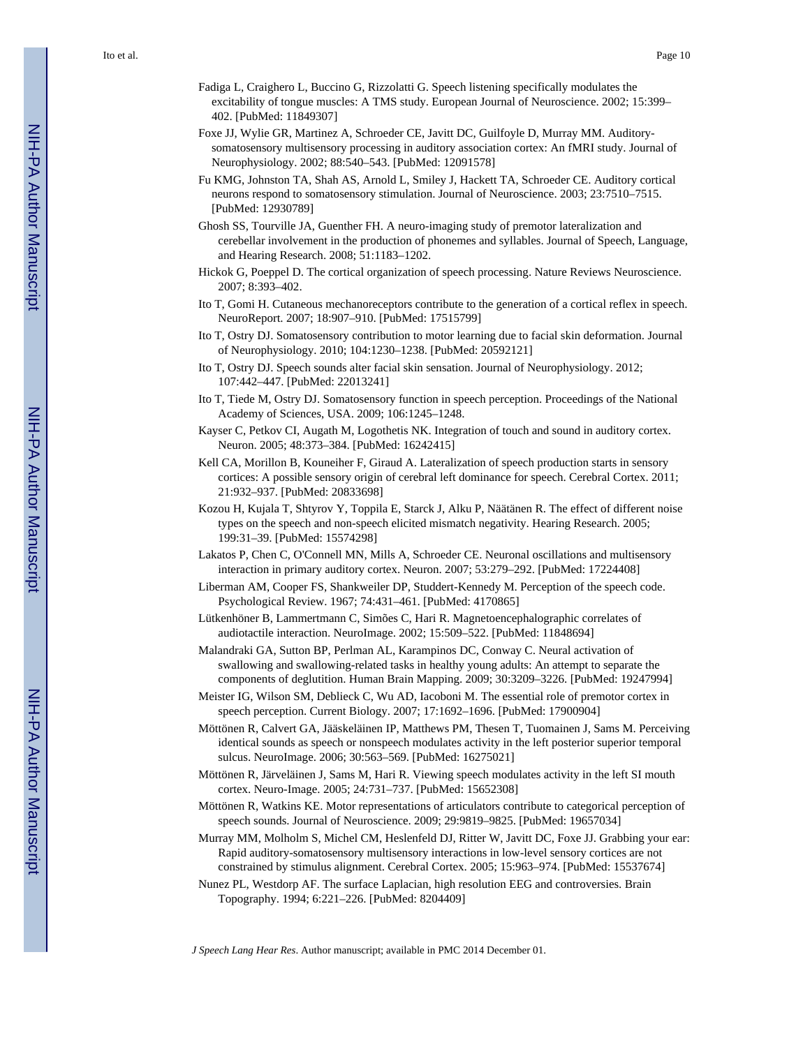Fadiga L, Craighero L, Buccino G, Rizzolatti G. Speech listening specifically modulates the excitability of tongue muscles: A TMS study. European Journal of Neuroscience. 2002; 15:399–402. [PubMed: 11849307]

Foxe JJ, Wylie GR, Martinez A, Schroeder CE, Javitt DC, Guilfoyle D, Murray MM. Auditory-somatosensory multisensory processing in auditory association cortex: An fMRI study. Journal of Neurophysiology. 2002; 88:540–543. [PubMed: 12091578]

Fu KMG, Johnston TA, Shah AS, Arnold L, Smiley J, Hackett TA, Schroeder CE. Auditory cortical neurons respond to somatosensory stimulation. Journal of Neuroscience. 2003; 23:7510–7515. [PubMed: 12930789]

Ghosh SS, Tourville JA, Guenther FH. A neuro-imaging study of premotor lateralization and cerebellar involvement in the production of phonemes and syllables. Journal of Speech, Language, and Hearing Research. 2008; 51:1183–1202.

Hickok G, Poeppel D. The cortical organization of speech processing. Nature Reviews Neuroscience. 2007; 8:393–402.

Ito T, Gomi H. Cutaneous mechanoreceptors contribute to the generation of a cortical reflex in speech. NeuroReport. 2007; 18:907–910. [PubMed: 17515799]

Ito T, Ostry DJ. Somatosensory contribution to motor learning due to facial skin deformation. Journal of Neurophysiology. 2010; 104:1230–1238. [PubMed: 20592121]

Ito T, Ostry DJ. Speech sounds alter facial skin sensation. Journal of Neurophysiology. 2012; 107:442–447. [PubMed: 22013241]

Ito T, Tiede M, Ostry DJ. Somatosensory function in speech perception. Proceedings of the National Academy of Sciences, USA. 2009; 106:1245–1248.

Kayser C, Petkov CI, Augath M, Logothetis NK. Integration of touch and sound in auditory cortex. Neuron. 2005; 48:373–384. [PubMed: 16242415]

Kell CA, Morillon B, Kouneiher F, Giraud A. Lateralization of speech production starts in sensory cortices: A possible sensory origin of cerebral left dominance for speech. Cerebral Cortex. 2011; 21:932–937. [PubMed: 20833698]

Kozou H, Kujala T, Shtyrov Y, Toppila E, Starck J, Alku P, Näätänen R. The effect of different noise types on the speech and non-speech elicited mismatch negativity. Hearing Research. 2005; 199:31–39. [PubMed: 15574298]

Lakatos P, Chen C, O'Connell MN, Mills A, Schroeder CE. Neuronal oscillations and multisensory interaction in primary auditory cortex. Neuron. 2007; 53:279–292. [PubMed: 17224408]

Liberman AM, Cooper FS, Shankweiler DP, Studdert-Kennedy M. Perception of the speech code. Psychological Review. 1967; 74:431–461. [PubMed: 4170865]

Lütkenhöner B, Lammertmann C, Simões C, Hari R. Magnetoencephalographic correlates of audiotactile interaction. NeuroImage. 2002; 15:509–522. [PubMed: 11848694]

Malandraki GA, Sutton BP, Perlman AL, Karampinos DC, Conway C. Neural activation of swallowing and swallowing-related tasks in healthy young adults: An attempt to separate the components of deglutition. Human Brain Mapping. 2009; 30:3209–3226. [PubMed: 19247994]

Meister IG, Wilson SM, Deblieck C, Wu AD, Iacoboni M. The essential role of premotor cortex in speech perception. Current Biology. 2007; 17:1692–1696. [PubMed: 17900904]

Möttönen R, Calvert GA, Jääskeläinen IP, Matthews PM, Thesen T, Tuomainen J, Sams M. Perceiving identical sounds as speech or nonspeech modulates activity in the left posterior superior temporal sulcus. NeuroImage. 2006; 30:563–569. [PubMed: 16275021]

Möttönen R, Järveläinen J, Sams M, Hari R. Viewing speech modulates activity in the left SI mouth cortex. Neuro-Image. 2005; 24:731–737. [PubMed: 15652308]

Möttönen R, Watkins KE. Motor representations of articulators contribute to categorical perception of speech sounds. Journal of Neuroscience. 2009; 29:9819–9825. [PubMed: 19657034]

Murray MM, Molholm S, Michel CM, Heslenfeld DJ, Ritter W, Javitt DC, Foxe JJ. Grabbing your ear: Rapid auditory-somatosensory multisensory interactions in low-level sensory cortices are not constrained by stimulus alignment. Cerebral Cortex. 2005; 15:963–974. [PubMed: 15537674]

Nunez PL, Westdorp AF. The surface Laplacian, high resolution EEG and controversies. Brain Topography. 1994; 6:221–226. [PubMed: 8204409]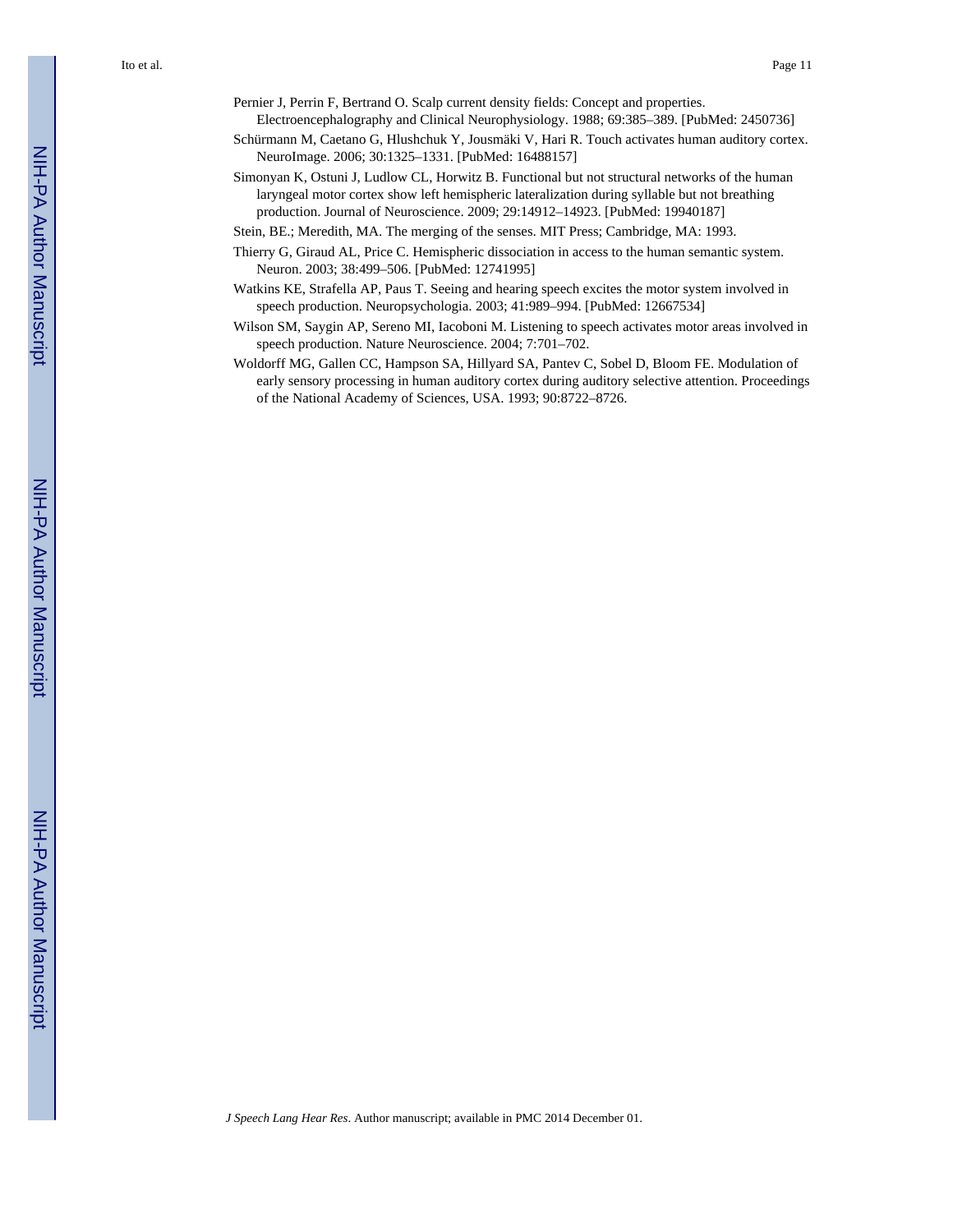Pernier J, Perrin F, Bertrand O. Scalp current density fields: Concept and properties. Electroencephalography and Clinical Neurophysiology. 1988; 69:385–389. [PubMed: 2450736]

Schürmann M, Caetano G, Hlushchuk Y, Jousmäki V, Hari R. Touch activates human auditory cortex. NeuroImage. 2006; 30:1325–1331. [PubMed: 16488157]

Simonyan K, Ostuni J, Ludlow CL, Horwitz B. Functional but not structural networks of the human laryngeal motor cortex show left hemispheric lateralization during syllable but not breathing production. Journal of Neuroscience. 2009; 29:14912–14923. [PubMed: 19940187]

Stein, BE.; Meredith, MA. The merging of the senses. MIT Press; Cambridge, MA: 1993.

Thierry G, Giraud AL, Price C. Hemispheric dissociation in access to the human semantic system. Neuron. 2003; 38:499–506. [PubMed: 12741995]

Watkins KE, Strafella AP, Paus T. Seeing and hearing speech excites the motor system involved in speech production. Neuropsychologia. 2003; 41:989–994. [PubMed: 12667534]

Wilson SM, Saygin AP, Sereno MI, Iacoboni M. Listening to speech activates motor areas involved in speech production. Nature Neuroscience. 2004; 7:701–702.

Woldorff MG, Gallen CC, Hampson SA, Hillyard SA, Pantev C, Sobel D, Bloom FE. Modulation of early sensory processing in human auditory cortex during auditory selective attention. Proceedings of the National Academy of Sciences, USA. 1993; 90:8722–8726.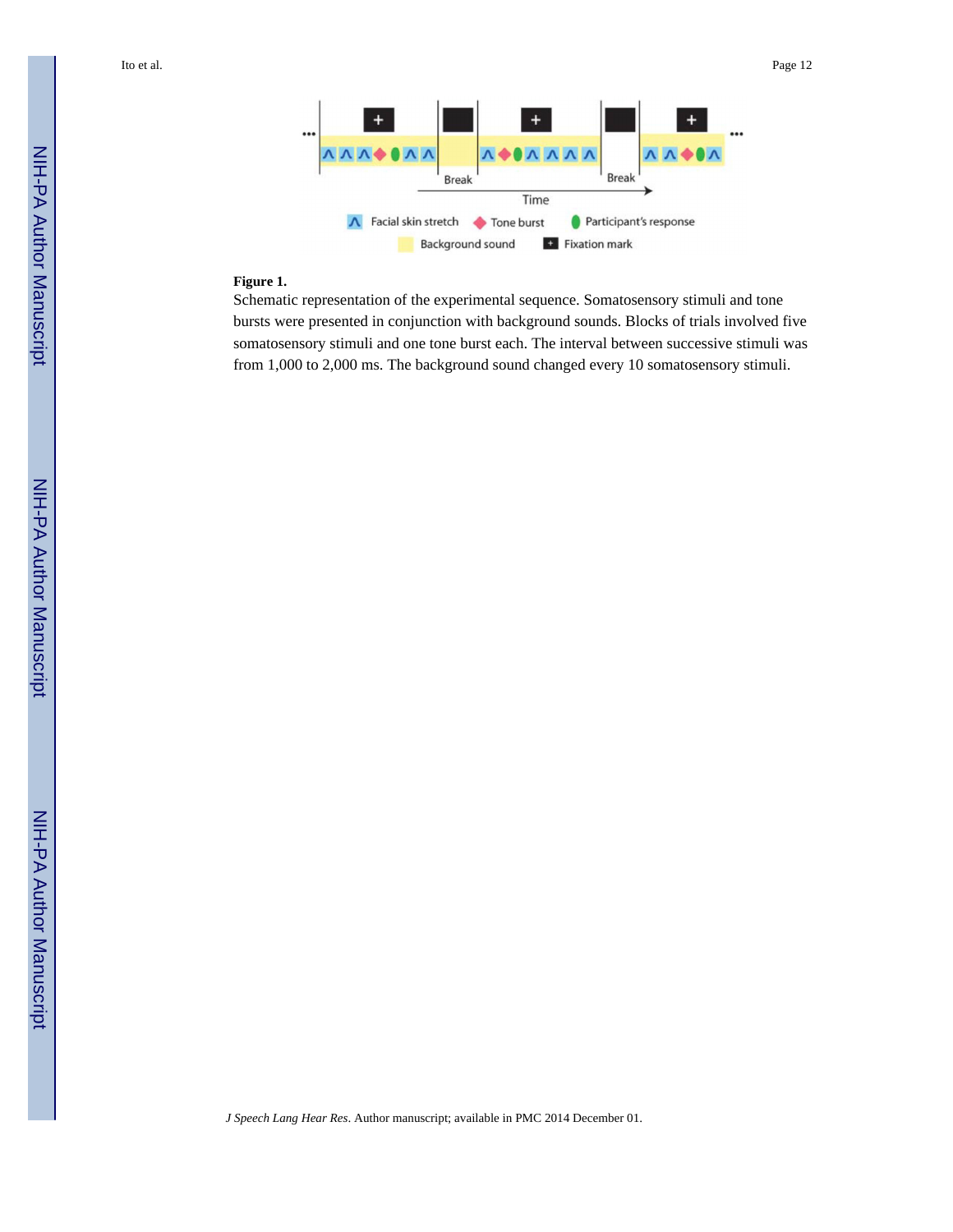**Figure 1.**

Schematic representation of the experimental sequence. Somatosensory stimuli and tone bursts were presented in conjunction with background sounds. Blocks of trials involved five somatosensory stimuli and one tone burst each. The interval between successive stimuli was from 1,000 to 2,000 ms. The background sound changed every 10 somatosensory stimuli.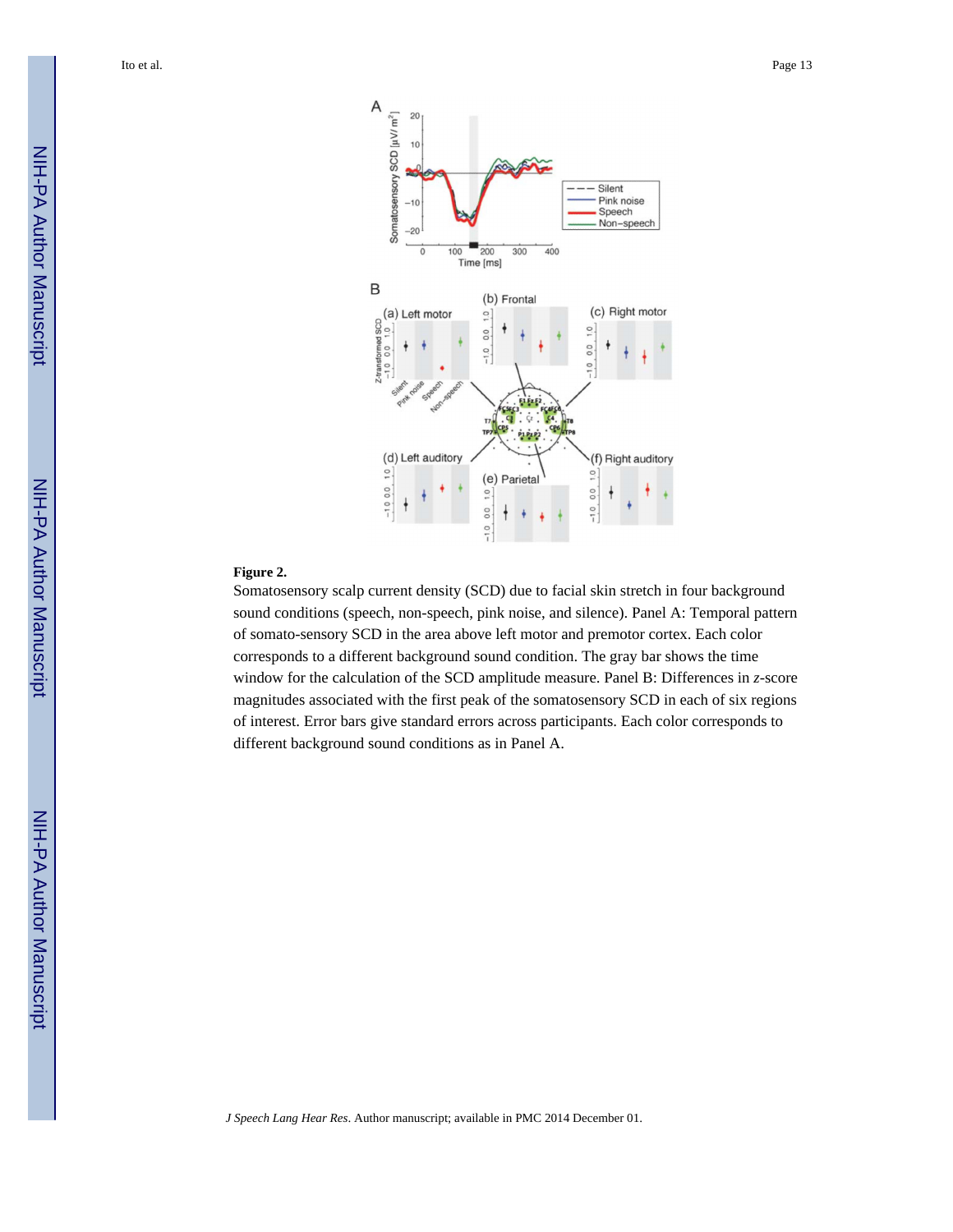**Figure 2.**

Somatosensory scalp current density (SCD) due to facial skin stretch in four background sound conditions (speech, non-speech, pink noise, and silence). Panel A: Temporal pattern of somato-sensory SCD in the area above left motor and premotor cortex. Each color corresponds to a different background sound condition. The gray bar shows the time window for the calculation of the SCD amplitude measure. Panel B: Differences in *z*-score magnitudes associated with the first peak of the somatosensory SCD in each of six regions of interest. Error bars give standard errors across participants. Each color corresponds to different background sound conditions as in Panel A.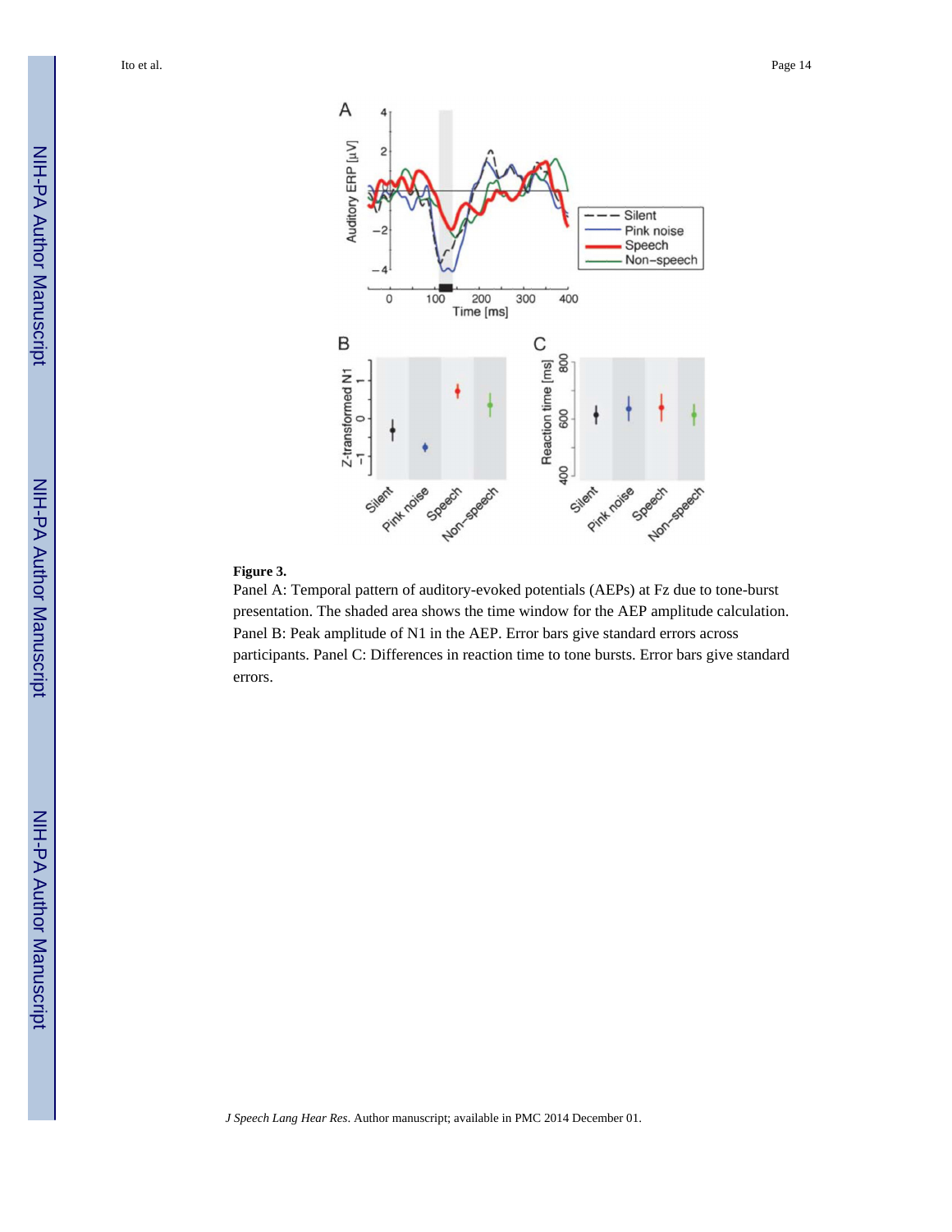A

Auditory ERP [μV]

4
2
−2
−4

0 100 200 300 400

Time [ms]

Silent
Pink noise
Speech
Non−speech

B

Z-transformed N1

1
0
−1

Silent
Pink noise
Speech
Non−speech

C

Reaction time [ms]

800
600
400

Silent
Pink noise
Speech
Non−speech

**Figure 3.**

Panel A: Temporal pattern of auditory-evoked potentials (AEPs) at Fz due to tone-burst presentation. The shaded area shows the time window for the AEP amplitude calculation. Panel B: Peak amplitude of N1 in the AEP. Error bars give standard errors across participants. Panel C: Differences in reaction time to tone bursts. Error bars give standard errors.